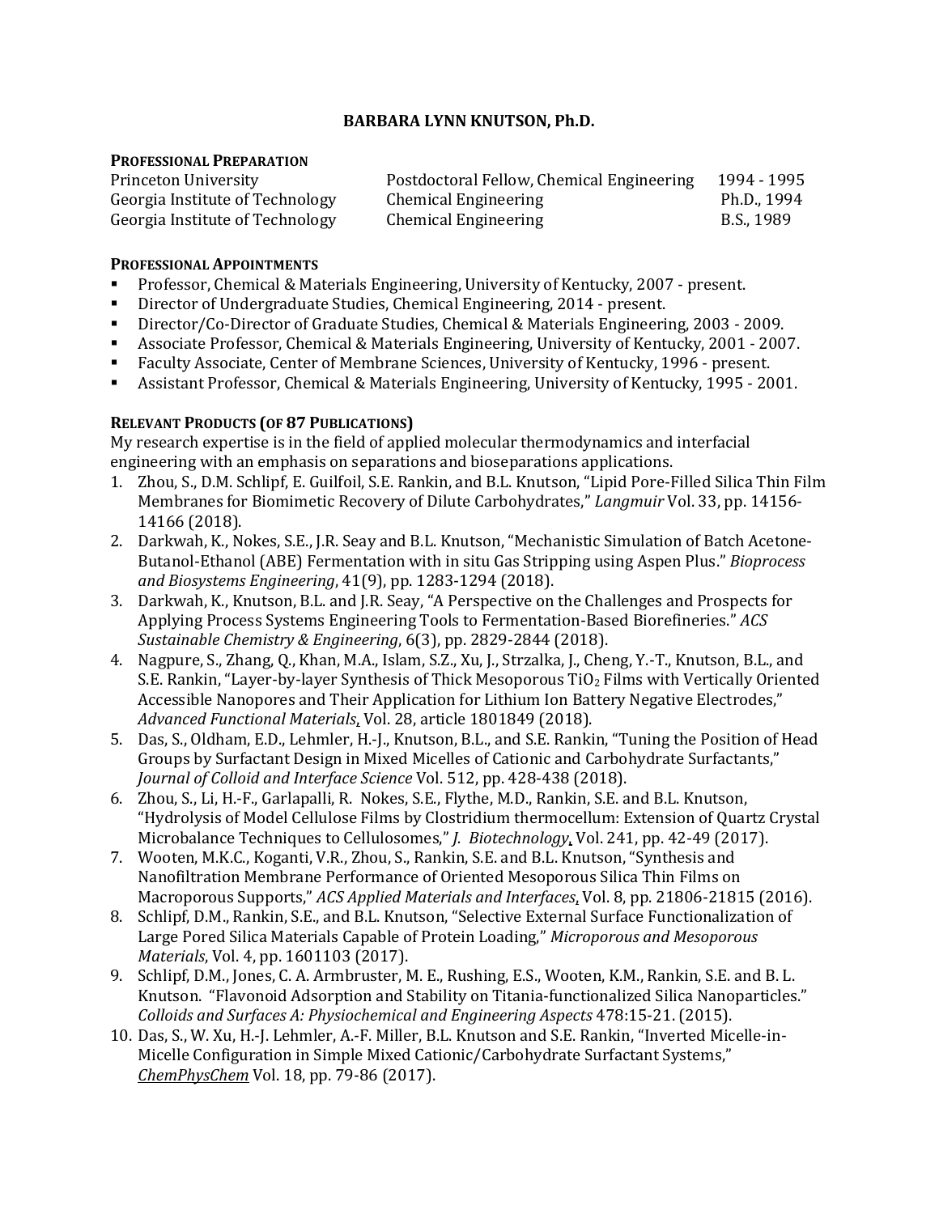# BARBARA LYNN KNUTSON, Ph.D.

## PROFESSIONAL PREPARATION

| | | |
|---|---|---|
| Princeton University | Postdoctoral Fellow, Chemical Engineering | 1994 - 1995 |
| Georgia Institute of Technology | Chemical Engineering | Ph.D., 1994 |
| Georgia Institute of Technology | Chemical Engineering | B.S., 1989 |

## PROFESSIONAL APPOINTMENTS

- Professor, Chemical & Materials Engineering, University of Kentucky, 2007 - present.
- Director of Undergraduate Studies, Chemical Engineering, 2014 - present.
- Director/Co-Director of Graduate Studies, Chemical & Materials Engineering, 2003 - 2009.
- Associate Professor, Chemical & Materials Engineering, University of Kentucky, 2001 - 2007.
- Faculty Associate, Center of Membrane Sciences, University of Kentucky, 1996 - present.
- Assistant Professor, Chemical & Materials Engineering, University of Kentucky, 1995 - 2001.

## RELEVANT PRODUCTS (OF 87 PUBLICATIONS)

My research expertise is in the field of applied molecular thermodynamics and interfacial engineering with an emphasis on separations and bioseparations applications.

1. Zhou, S., D.M. Schlipf, E. Guilfoil, S.E. Rankin, and B.L. Knutson, "Lipid Pore-Filled Silica Thin Film Membranes for Biomimetic Recovery of Dilute Carbohydrates," *Langmuir* Vol. 33, pp. 14156-14166 (2018).
2. Darkwah, K., Nokes, S.E., J.R. Seay and B.L. Knutson, "Mechanistic Simulation of Batch Acetone-Butanol-Ethanol (ABE) Fermentation with in situ Gas Stripping using Aspen Plus." *Bioprocess and Biosystems Engineering*, 41(9), pp. 1283-1294 (2018).
3. Darkwah, K., Knutson, B.L. and J.R. Seay, "A Perspective on the Challenges and Prospects for Applying Process Systems Engineering Tools to Fermentation-Based Biorefineries." *ACS Sustainable Chemistry & Engineering*, 6(3), pp. 2829-2844 (2018).
4. Nagpure, S., Zhang, Q., Khan, M.A., Islam, S.Z., Xu, J., Strzalka, J., Cheng, Y.-T., Knutson, B.L., and S.E. Rankin, "Layer-by-layer Synthesis of Thick Mesoporous $TiO_2$ Films with Vertically Oriented Accessible Nanopores and Their Application for Lithium Ion Battery Negative Electrodes," *Advanced Functional Materials*, Vol. 28, article 1801849 (2018).
5. Das, S., Oldham, E.D., Lehmler, H.-J., Knutson, B.L., and S.E. Rankin, "Tuning the Position of Head Groups by Surfactant Design in Mixed Micelles of Cationic and Carbohydrate Surfactants," *Journal of Colloid and Interface Science* Vol. 512, pp. 428-438 (2018).
6. Zhou, S., Li, H.-F., Garlapalli, R. Nokes, S.E., Flythe, M.D., Rankin, S.E. and B.L. Knutson, "Hydrolysis of Model Cellulose Films by Clostridium thermocellum: Extension of Quartz Crystal Microbalance Techniques to Cellulosomes," *J. Biotechnology*, Vol. 241, pp. 42-49 (2017).
7. Wooten, M.K.C., Koganti, V.R., Zhou, S., Rankin, S.E. and B.L. Knutson, "Synthesis and Nanofiltration Membrane Performance of Oriented Mesoporous Silica Thin Films on Macroporous Supports," *ACS Applied Materials and Interfaces*, Vol. 8, pp. 21806-21815 (2016).
8. Schlipf, D.M., Rankin, S.E., and B.L. Knutson, "Selective External Surface Functionalization of Large Pored Silica Materials Capable of Protein Loading," *Microporous and Mesoporous Materials*, Vol. 4, pp. 1601103 (2017).
9. Schlipf, D.M., Jones, C. A. Armbruster, M. E., Rushing, E.S., Wooten, K.M., Rankin, S.E. and B. L. Knutson. "Flavonoid Adsorption and Stability on Titania-functionalized Silica Nanoparticles." *Colloids and Surfaces A: Physiochemical and Engineering Aspects* 478:15-21. (2015).
10. Das, S., W. Xu, H.-J. Lehmler, A.-F. Miller, B.L. Knutson and S.E. Rankin, "Inverted Micelle-in-Micelle Configuration in Simple Mixed Cationic/Carbohydrate Surfactant Systems," *ChemPhysChem* Vol. 18, pp. 79-86 (2017).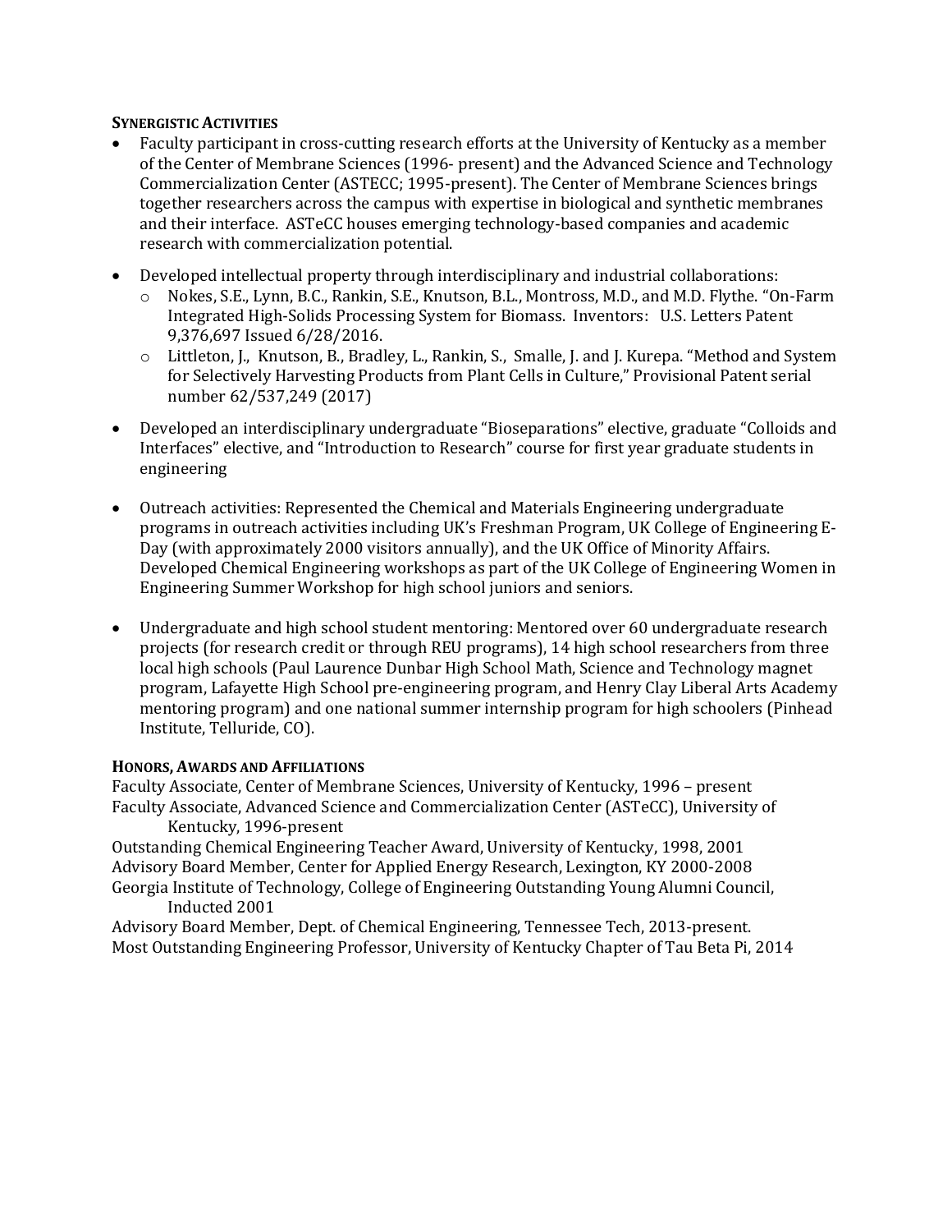**SYNERGISTIC ACTIVITIES**

- Faculty participant in cross-cutting research efforts at the University of Kentucky as a member of the Center of Membrane Sciences (1996- present) and the Advanced Science and Technology Commercialization Center (ASTECC; 1995-present). The Center of Membrane Sciences brings together researchers across the campus with expertise in biological and synthetic membranes and their interface. ASTeCC houses emerging technology-based companies and academic research with commercialization potential.
- Developed intellectual property through interdisciplinary and industrial collaborations:
  - Nokes, S.E., Lynn, B.C., Rankin, S.E., Knutson, B.L., Montross, M.D., and M.D. Flythe. "On-Farm Integrated High-Solids Processing System for Biomass. Inventors: U.S. Letters Patent 9,376,697 Issued 6/28/2016.
  - Littleton, J., Knutson, B., Bradley, L., Rankin, S., Smalle, J. and J. Kurepa. "Method and System for Selectively Harvesting Products from Plant Cells in Culture," Provisional Patent serial number 62/537,249 (2017)
- Developed an interdisciplinary undergraduate "Bioseparations" elective, graduate "Colloids and Interfaces" elective, and "Introduction to Research" course for first year graduate students in engineering
- Outreach activities: Represented the Chemical and Materials Engineering undergraduate programs in outreach activities including UK's Freshman Program, UK College of Engineering E-Day (with approximately 2000 visitors annually), and the UK Office of Minority Affairs. Developed Chemical Engineering workshops as part of the UK College of Engineering Women in Engineering Summer Workshop for high school juniors and seniors.
- Undergraduate and high school student mentoring: Mentored over 60 undergraduate research projects (for research credit or through REU programs), 14 high school researchers from three local high schools (Paul Laurence Dunbar High School Math, Science and Technology magnet program, Lafayette High School pre-engineering program, and Henry Clay Liberal Arts Academy mentoring program) and one national summer internship program for high schoolers (Pinhead Institute, Telluride, CO).

**HONORS, AWARDS AND AFFILIATIONS**

Faculty Associate, Center of Membrane Sciences, University of Kentucky, 1996 – present
Faculty Associate, Advanced Science and Commercialization Center (ASTeCC), University of Kentucky, 1996-present
Outstanding Chemical Engineering Teacher Award, University of Kentucky, 1998, 2001
Advisory Board Member, Center for Applied Energy Research, Lexington, KY 2000-2008
Georgia Institute of Technology, College of Engineering Outstanding Young Alumni Council, Inducted 2001
Advisory Board Member, Dept. of Chemical Engineering, Tennessee Tech, 2013-present.
Most Outstanding Engineering Professor, University of Kentucky Chapter of Tau Beta Pi, 2014